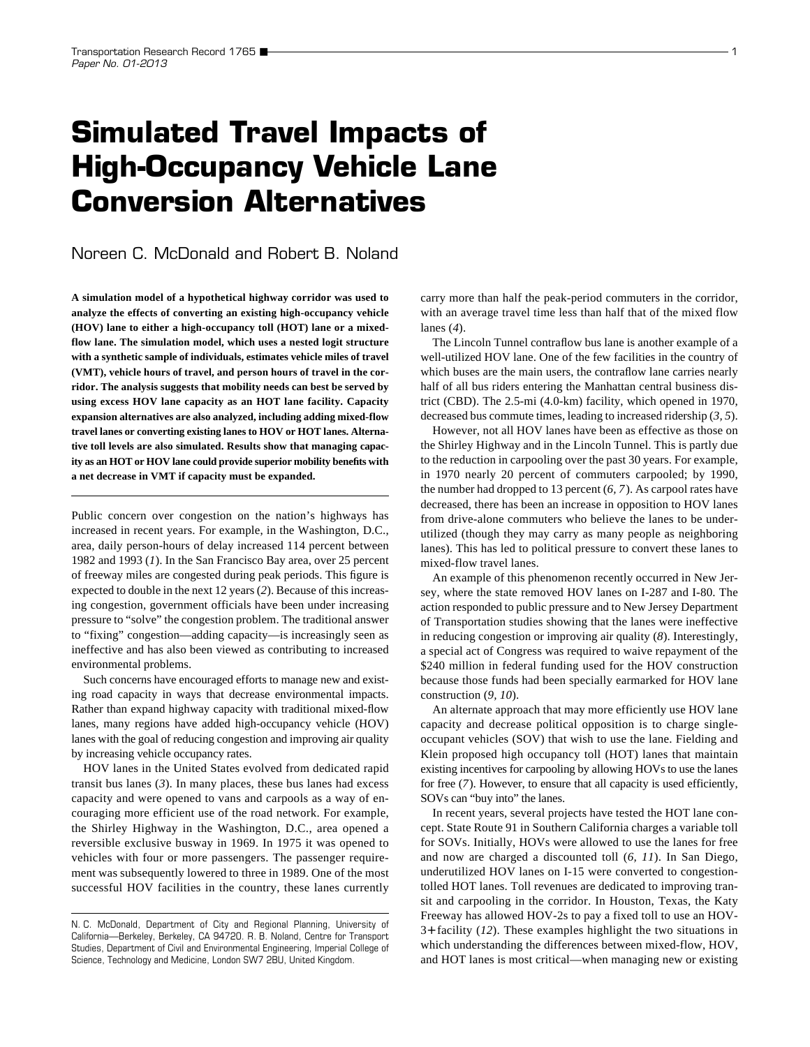# Simulated Travel Impacts of High-Occupancy Vehicle Lane Conversion Alternatives

Noreen C. McDonald and Robert B. Noland

**A simulation model of a hypothetical highway corridor was used to analyze the effects of converting an existing high-occupancy vehicle (HOV) lane to either a high-occupancy toll (HOT) lane or a mixed-flow lane. The simulation model, which uses a nested logit structure with a synthetic sample of individuals, estimates vehicle miles of travel (VMT), vehicle hours of travel, and person hours of travel in the corridor. The analysis suggests that mobility needs can best be served by using excess HOV lane capacity as an HOT lane facility. Capacity expansion alternatives are also analyzed, including adding mixed-flow travel lanes or converting existing lanes to HOV or HOT lanes. Alternative toll levels are also simulated. Results show that managing capacity as an HOT or HOV lane could provide superior mobility benefits with a net decrease in VMT if capacity must be expanded.**

Public concern over congestion on the nation's highways has increased in recent years. For example, in the Washington, D.C., area, daily person-hours of delay increased 114 percent between 1982 and 1993 (*1*). In the San Francisco Bay area, over 25 percent of freeway miles are congested during peak periods. This figure is expected to double in the next 12 years (*2*). Because of this increasing congestion, government officials have been under increasing pressure to "solve" the congestion problem. The traditional answer to "fixing" congestion—adding capacity—is increasingly seen as ineffective and has also been viewed as contributing to increased environmental problems.

Such concerns have encouraged efforts to manage new and existing road capacity in ways that decrease environmental impacts. Rather than expand highway capacity with traditional mixed-flow lanes, many regions have added high-occupancy vehicle (HOV) lanes with the goal of reducing congestion and improving air quality by increasing vehicle occupancy rates.

HOV lanes in the United States evolved from dedicated rapid transit bus lanes (*3*). In many places, these bus lanes had excess capacity and were opened to vans and carpools as a way of encouraging more efficient use of the road network. For example, the Shirley Highway in the Washington, D.C., area opened a reversible exclusive busway in 1969. In 1975 it was opened to vehicles with four or more passengers. The passenger requirement was subsequently lowered to three in 1989. One of the most successful HOV facilities in the country, these lanes currently carry more than half the peak-period commuters in the corridor, with an average travel time less than half that of the mixed flow lanes (*4*).

The Lincoln Tunnel contraflow bus lane is another example of a well-utilized HOV lane. One of the few facilities in the country of which buses are the main users, the contraflow lane carries nearly half of all bus riders entering the Manhattan central business district (CBD). The 2.5-mi (4.0-km) facility, which opened in 1970, decreased bus commute times, leading to increased ridership (*3, 5*).

However, not all HOV lanes have been as effective as those on the Shirley Highway and in the Lincoln Tunnel. This is partly due to the reduction in carpooling over the past 30 years. For example, in 1970 nearly 20 percent of commuters carpooled; by 1990, the number had dropped to 13 percent (*6, 7*). As carpool rates have decreased, there has been an increase in opposition to HOV lanes from drive-alone commuters who believe the lanes to be underutilized (though they may carry as many people as neighboring lanes). This has led to political pressure to convert these lanes to mixed-flow travel lanes.

An example of this phenomenon recently occurred in New Jersey, where the state removed HOV lanes on I-287 and I-80. The action responded to public pressure and to New Jersey Department of Transportation studies showing that the lanes were ineffective in reducing congestion or improving air quality (*8*). Interestingly, a special act of Congress was required to waive repayment of the $240 million in federal funding used for the HOV construction because those funds had been specially earmarked for HOV lane construction (*9, 10*).

An alternate approach that may more efficiently use HOV lane capacity and decrease political opposition is to charge single-occupant vehicles (SOV) that wish to use the lane. Fielding and Klein proposed high occupancy toll (HOT) lanes that maintain existing incentives for carpooling by allowing HOVs to use the lanes for free (*7*). However, to ensure that all capacity is used efficiently, SOVs can "buy into" the lanes.

In recent years, several projects have tested the HOT lane concept. State Route 91 in Southern California charges a variable toll for SOVs. Initially, HOVs were allowed to use the lanes for free and now are charged a discounted toll (*6, 11*). In San Diego, underutilized HOV lanes on I-15 were converted to congestion-tolled HOT lanes. Toll revenues are dedicated to improving transit and carpooling in the corridor. In Houston, Texas, the Katy Freeway has allowed HOV-2s to pay a fixed toll to use an HOV-3+ facility (*12*). These examples highlight the two situations in which understanding the differences between mixed-flow, HOV, and HOT lanes is most critical—when managing new or existing

N. C. McDonald, Department of City and Regional Planning, University of California—Berkeley, Berkeley, CA 94720. R. B. Noland, Centre for Transport Studies, Department of Civil and Environmental Engineering, Imperial College of Science, Technology and Medicine, London SW7 2BU, United Kingdom.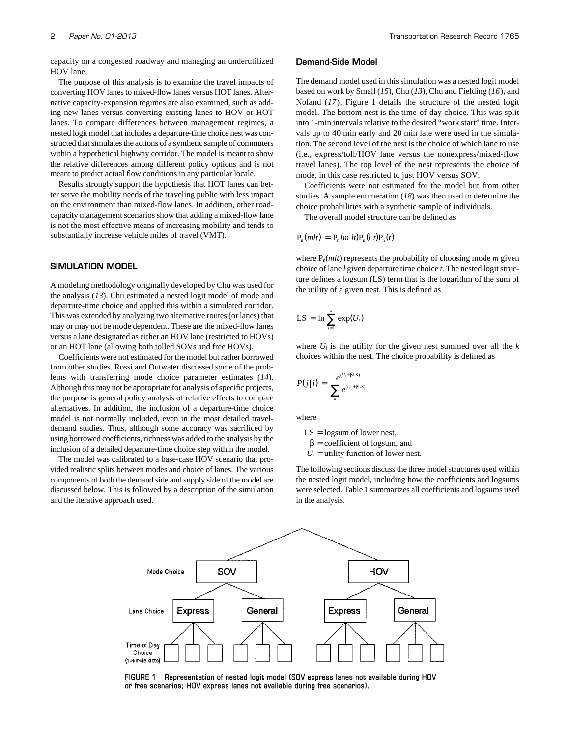capacity on a congested roadway and managing an underutilized HOV lane.

The purpose of this analysis is to examine the travel impacts of converting HOV lanes to mixed-flow lanes versus HOT lanes. Alternative capacity-expansion regimes are also examined, such as adding new lanes versus converting existing lanes to HOV or HOT lanes. To compare differences between management regimes, a nested logit model that includes a departure-time choice nest was constructed that simulates the actions of a synthetic sample of commuters within a hypothetical highway corridor. The model is meant to show the relative differences among different policy options and is not meant to predict actual flow conditions in any particular locale.

Results strongly support the hypothesis that HOT lanes can better serve the mobility needs of the traveling public with less impact on the environment than mixed-flow lanes. In addition, other road-capacity management scenarios show that adding a mixed-flow lane is not the most effective means of increasing mobility and tends to substantially increase vehicle miles of travel (VMT).

## SIMULATION MODEL

A modeling methodology originally developed by Chu was used for the analysis (*13*). Chu estimated a nested logit model of mode and departure-time choice and applied this within a simulated corridor. This was extended by analyzing two alternative routes (or lanes) that may or may not be mode dependent. These are the mixed-flow lanes versus a lane designated as either an HOV lane (restricted to HOVs) or an HOT lane (allowing both tolled SOVs and free HOVs).

Coefficients were not estimated for the model but rather borrowed from other studies. Rossi and Outwater discussed some of the problems with transferring mode choice parameter estimates (*14*). Although this may not be appropriate for analysis of specific projects, the purpose is general policy analysis of relative effects to compare alternatives. In addition, the inclusion of a departure-time choice model is not normally included, even in the most detailed travel-demand studies. Thus, although some accuracy was sacrificed by using borrowed coefficients, richness was added to the analysis by the inclusion of a detailed departure-time choice step within the model.

The model was calibrated to a base-case HOV scenario that provided realistic splits between modes and choice of lanes. The various components of both the demand side and supply side of the model are discussed below. This is followed by a description of the simulation and the iterative approach used.

### Demand-Side Model

The demand model used in this simulation was a nested logit model based on work by Small (*15*), Chu (*13*), Chu and Fielding (*16*), and Noland (*17*). Figure 1 details the structure of the nested logit model. The bottom nest is the time-of-day choice. This was split into 1-min intervals relative to the desired "work start" time. Intervals up to 40 min early and 20 min late were used in the simulation. The second level of the nest is the choice of which lane to use (i.e., express/toll/HOV lane versus the nonexpress/mixed-flow travel lanes). The top level of the nest represents the choice of mode, in this case restricted to just HOV versus SOV.

Coefficients were not estimated for the model but from other studies. A sample enumeration (*18*) was then used to determine the choice probabilities with a synthetic sample of individuals.

The overall model structure can be defined as

$$P_n(mlt) = P_n(m|lt)P_n(l|t)P_n(t)$$

where $P_n(mlt)$ represents the probability of choosing mode $m$ given choice of lane $l$ given departure time choice $t$. The nested logit structure defines a logsum (LS) term that is the logarithm of the sum of the utility of a given nest. This is defined as

$$\text{LS} = \ln \sum_{i=1}^{k} \exp(U_i)$$

where $U_i$ is the utility for the given nest summed over all the $k$ choices within the nest. The choice probability is defined as

$$P(j|i) = \frac{e^{(U_i + \beta\text{LS})}}{\sum_k e^{(U_i + \beta\text{LS})}}$$

where

LS = logsum of lower nest,
$\beta$ = coefficient of logsum, and
$U_i$ = utility function of lower nest.

The following sections discuss the three model structures used within the nested logit model, including how the coefficients and logsums were selected. Table 1 summarizes all coefficients and logsums used in the analysis.

FIGURE 1 Representation of nested logit model (SOV express lanes not available during HOV or free scenarios; HOV express lanes not available during free scenarios).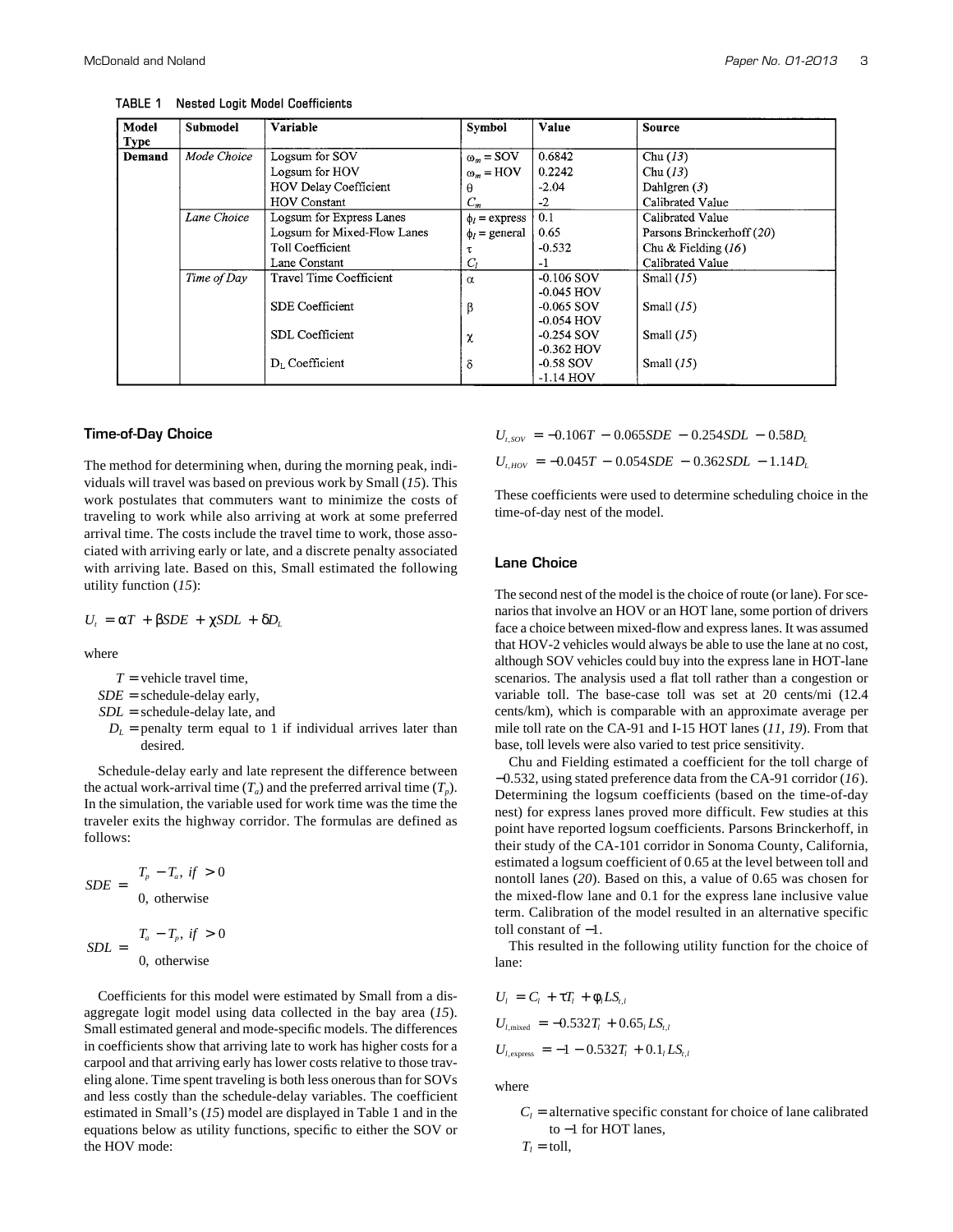**TABLE 1 Nested Logit Model Coefficients**

| Model Type | Submodel | Variable | Symbol | Value | Source |
|---|---|---|---|---|---|
| **Demand** | *Mode Choice* | Logsum for SOV | $\omega_m$ = SOV | 0.6842 | Chu (*13*) |
| | | Logsum for HOV | $\omega_m$ = HOV | 0.2242 | Chu (*13*) |
| | | HOV Delay Coefficient | $\theta$ | -2.04 | Dahlgren (*3*) |
| | | HOV Constant | $C_m$ | -2 | Calibrated Value |
| | *Lane Choice* | Logsum for Express Lanes | $\phi_l$ = express | 0.1 | Calibrated Value |
| | | Logsum for Mixed-Flow Lanes | $\phi_l$ = general | 0.65 | Parsons Brinckerhoff (*20*) |
| | | Toll Coefficient | $\tau$ | -0.532 | Chu & Fielding (*16*) |
| | | Lane Constant | $C_l$ | -1 | Calibrated Value |
| | *Time of Day* | Travel Time Coefficient | $\alpha$ | -0.106 SOV<br>-0.045 HOV | Small (*15*) |
| | | SDE Coefficient | $\beta$ | -0.065 SOV<br>-0.054 HOV | Small (*15*) |
| | | SDL Coefficient | $\chi$ | -0.254 SOV<br>-0.362 HOV | Small (*15*) |
| | | $D_L$ Coefficient | $\delta$ | -0.58 SOV<br>-1.14 HOV | Small (*15*) |

### Time-of-Day Choice

The method for determining when, during the morning peak, individuals will travel was based on previous work by Small (*15*). This work postulates that commuters want to minimize the costs of traveling to work while also arriving at work at some preferred arrival time. The costs include the travel time to work, those associated with arriving early or late, and a discrete penalty associated with arriving late. Based on this, Small estimated the following utility function (*15*):

$$U_t = \alpha T + \beta SDE + \chi SDL + \delta D_L$$

where

- $T$ = vehicle travel time,
- $SDE$ = schedule-delay early,
- $SDL$ = schedule-delay late, and
- $D_L$ = penalty term equal to 1 if individual arrives later than desired.

Schedule-delay early and late represent the difference between the actual work-arrival time ($T_a$) and the preferred arrival time ($T_p$). In the simulation, the variable used for work time was the time the traveler exits the highway corridor. The formulas are defined as follows:

$$SDE = \begin{cases} T_p - T_a, & if > 0 \\ 0, & \text{otherwise} \end{cases}$$

$$SDL = \begin{cases} T_a - T_p, & if > 0 \\ 0, & \text{otherwise} \end{cases}$$

Coefficients for this model were estimated by Small from a disaggregate logit model using data collected in the bay area (*15*). Small estimated general and mode-specific models. The differences in coefficients show that arriving late to work has higher costs for a carpool and that arriving early has lower costs relative to those traveling alone. Time spent traveling is both less onerous than for SOVs and less costly than the schedule-delay variables. The coefficient estimated in Small's (*15*) model are displayed in Table 1 and in the equations below as utility functions, specific to either the SOV or the HOV mode:

$$U_{t,SOV} = -0.106T - 0.065SDE - 0.254SDL - 0.58D_L$$

$$U_{t,HOV} = -0.045T - 0.054SDE - 0.362SDL - 1.14D_L$$

These coefficients were used to determine scheduling choice in the time-of-day nest of the model.

### Lane Choice

The second nest of the model is the choice of route (or lane). For scenarios that involve an HOV or an HOT lane, some portion of drivers face a choice between mixed-flow and express lanes. It was assumed that HOV-2 vehicles would always be able to use the lane at no cost, although SOV vehicles could buy into the express lane in HOT-lane scenarios. The analysis used a flat toll rather than a congestion or variable toll. The base-case toll was set at 20 cents/mi (12.4 cents/km), which is comparable with an approximate average per mile toll rate on the CA-91 and I-15 HOT lanes (*11, 19*). From that base, toll levels were also varied to test price sensitivity.

Chu and Fielding estimated a coefficient for the toll charge of −0.532, using stated preference data from the CA-91 corridor (*16*). Determining the logsum coefficients (based on the time-of-day nest) for express lanes proved more difficult. Few studies at this point have reported logsum coefficients. Parsons Brinckerhoff, in their study of the CA-101 corridor in Sonoma County, California, estimated a logsum coefficient of 0.65 at the level between toll and nontoll lanes (*20*). Based on this, a value of 0.65 was chosen for the mixed-flow lane and 0.1 for the express lane inclusive value term. Calibration of the model resulted in an alternative specific toll constant of −1.

This resulted in the following utility function for the choice of lane:

$$U_l = C_l + \tau T_l + \phi_l LS_{t,l}$$

$$U_{l,\text{mixed}} = -0.532T_l + 0.65_l LS_{t,l}$$

$$U_{l,\text{express}} = -1 - 0.532T_l + 0.1_l LS_{t,l}$$

where

- $C_l$ = alternative specific constant for choice of lane calibrated to −1 for HOT lanes,
- $T_l$ = toll,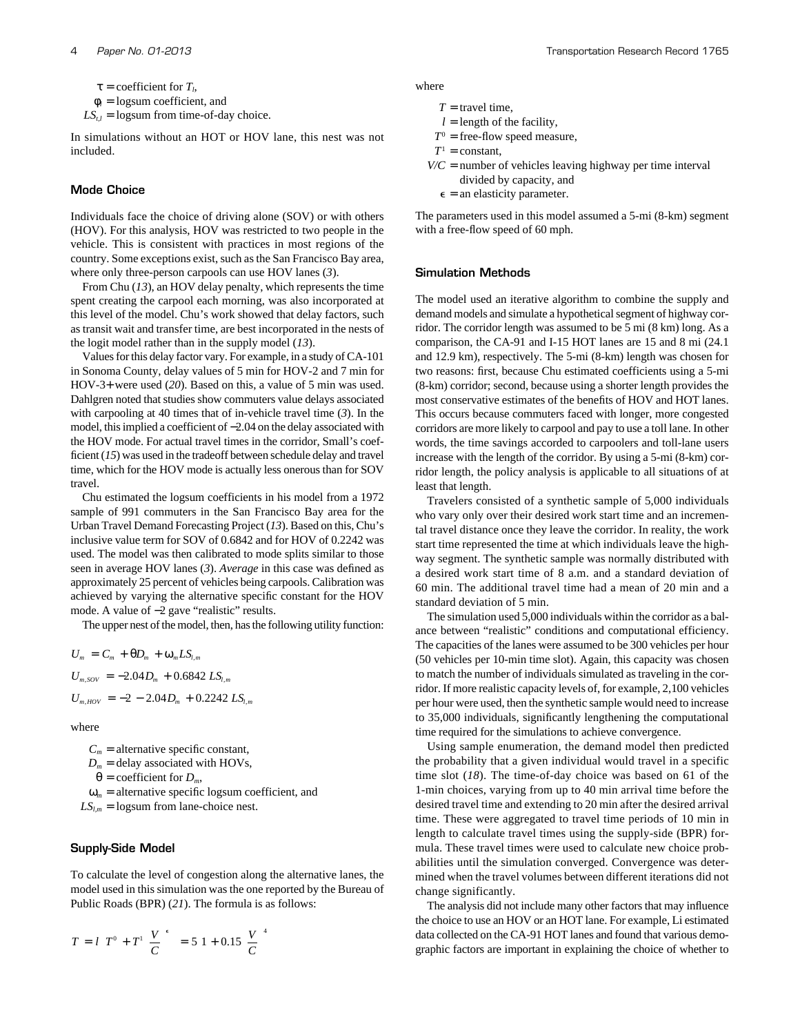$\tau$ = coefficient for $T_l$,
$\phi_l$ = logsum coefficient, and
$LS_{t,l}$ = logsum from time-of-day choice.

In simulations without an HOT or HOV lane, this nest was not included.

### Mode Choice

Individuals face the choice of driving alone (SOV) or with others (HOV). For this analysis, HOV was restricted to two people in the vehicle. This is consistent with practices in most regions of the country. Some exceptions exist, such as the San Francisco Bay area, where only three-person carpools can use HOV lanes (*3*).

From Chu (*13*), an HOV delay penalty, which represents the time spent creating the carpool each morning, was also incorporated at this level of the model. Chu's work showed that delay factors, such as transit wait and transfer time, are best incorporated in the nests of the logit model rather than in the supply model (*13*).

Values for this delay factor vary. For example, in a study of CA-101 in Sonoma County, delay values of 5 min for HOV-2 and 7 min for HOV-3+ were used (*20*). Based on this, a value of 5 min was used. Dahlgren noted that studies show commuters value delays associated with carpooling at 40 times that of in-vehicle travel time (*3*). In the model, this implied a coefficient of −2.04 on the delay associated with the HOV mode. For actual travel times in the corridor, Small's coefficient (*15*) was used in the tradeoff between schedule delay and travel time, which for the HOV mode is actually less onerous than for SOV travel.

Chu estimated the logsum coefficients in his model from a 1972 sample of 991 commuters in the San Francisco Bay area for the Urban Travel Demand Forecasting Project (*13*). Based on this, Chu's inclusive value term for SOV of 0.6842 and for HOV of 0.2242 was used. The model was then calibrated to mode splits similar to those seen in average HOV lanes (*3*). *Average* in this case was defined as approximately 25 percent of vehicles being carpools. Calibration was achieved by varying the alternative specific constant for the HOV mode. A value of −2 gave "realistic" results.

The upper nest of the model, then, has the following utility function:

$$U_m = C_m + \theta D_m + \omega_m LS_{l,m}$$

$$U_{m,SOV} = -2.04 D_m + 0.6842\, LS_{l,m}$$

$$U_{m,HOV} = -2 - 2.04 D_m + 0.2242\, LS_{l,m}$$

where

$C_m$ = alternative specific constant,
$D_m$ = delay associated with HOVs,
$\theta$ = coefficient for $D_m$,
$\omega_m$ = alternative specific logsum coefficient, and
$LS_{l,m}$ = logsum from lane-choice nest.

### Supply-Side Model

To calculate the level of congestion along the alternative lanes, the model used in this simulation was the one reported by the Bureau of Public Roads (BPR) (*21*). The formula is as follows:

$$T = l\left(T^0 + T^1\left(\frac{V}{C}\right)^{\epsilon}\right) = 5\left(1 + 0.15\left(\frac{V}{C}\right)^4\right)$$

where

$T$ = travel time,
$l$ = length of the facility,
$T^0$ = free-flow speed measure,
$T^1$ = constant,
$V/C$ = number of vehicles leaving highway per time interval divided by capacity, and
$\epsilon$ = an elasticity parameter.

The parameters used in this model assumed a 5-mi (8-km) segment with a free-flow speed of 60 mph.

### Simulation Methods

The model used an iterative algorithm to combine the supply and demand models and simulate a hypothetical segment of highway corridor. The corridor length was assumed to be 5 mi (8 km) long. As a comparison, the CA-91 and I-15 HOT lanes are 15 and 8 mi (24.1 and 12.9 km), respectively. The 5-mi (8-km) length was chosen for two reasons: first, because Chu estimated coefficients using a 5-mi (8-km) corridor; second, because using a shorter length provides the most conservative estimates of the benefits of HOV and HOT lanes. This occurs because commuters faced with longer, more congested corridors are more likely to carpool and pay to use a toll lane. In other words, the time savings accorded to carpoolers and toll-lane users increase with the length of the corridor. By using a 5-mi (8-km) corridor length, the policy analysis is applicable to all situations of at least that length.

Travelers consisted of a synthetic sample of 5,000 individuals who vary only over their desired work start time and an incremental travel distance once they leave the corridor. In reality, the work start time represented the time at which individuals leave the highway segment. The synthetic sample was normally distributed with a desired work start time of 8 a.m. and a standard deviation of 60 min. The additional travel time had a mean of 20 min and a standard deviation of 5 min.

The simulation used 5,000 individuals within the corridor as a balance between "realistic" conditions and computational efficiency. The capacities of the lanes were assumed to be 300 vehicles per hour (50 vehicles per 10-min time slot). Again, this capacity was chosen to match the number of individuals simulated as traveling in the corridor. If more realistic capacity levels of, for example, 2,100 vehicles per hour were used, then the synthetic sample would need to increase to 35,000 individuals, significantly lengthening the computational time required for the simulations to achieve convergence.

Using sample enumeration, the demand model then predicted the probability that a given individual would travel in a specific time slot (*18*). The time-of-day choice was based on 61 of the 1-min choices, varying from up to 40 min arrival time before the desired travel time and extending to 20 min after the desired arrival time. These were aggregated to travel time periods of 10 min in length to calculate travel times using the supply-side (BPR) formula. These travel times were used to calculate new choice probabilities until the simulation converged. Convergence was determined when the travel volumes between different iterations did not change significantly.

The analysis did not include many other factors that may influence the choice to use an HOV or an HOT lane. For example, Li estimated data collected on the CA-91 HOT lanes and found that various demographic factors are important in explaining the choice of whether to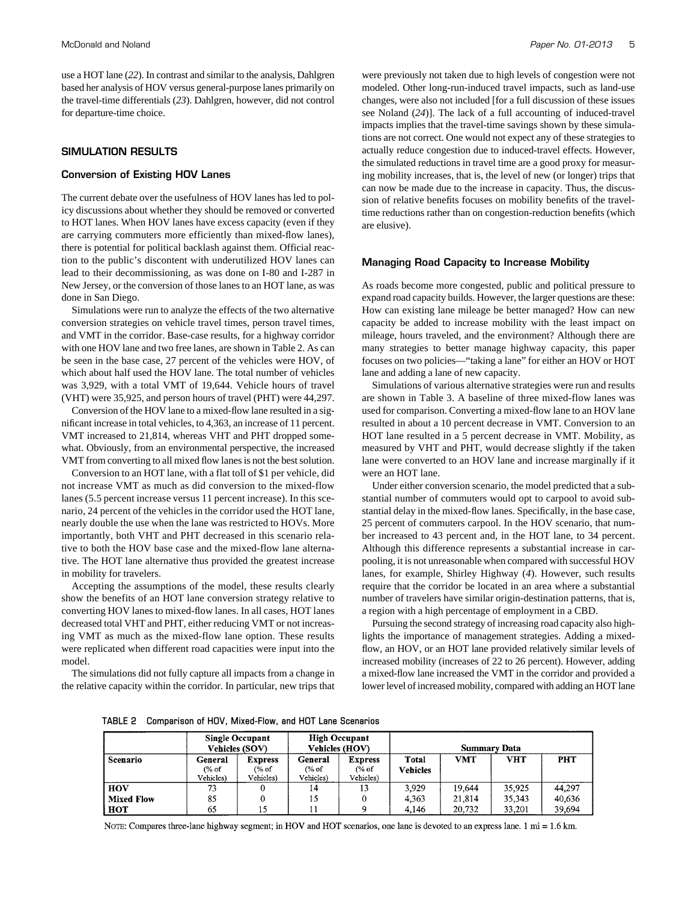use a HOT lane (*22*). In contrast and similar to the analysis, Dahlgren based her analysis of HOV versus general-purpose lanes primarily on the travel-time differentials (*23*). Dahlgren, however, did not control for departure-time choice.

## SIMULATION RESULTS

### Conversion of Existing HOV Lanes

The current debate over the usefulness of HOV lanes has led to policy discussions about whether they should be removed or converted to HOT lanes. When HOV lanes have excess capacity (even if they are carrying commuters more efficiently than mixed-flow lanes), there is potential for political backlash against them. Official reaction to the public's discontent with underutilized HOV lanes can lead to their decommissioning, as was done on I-80 and I-287 in New Jersey, or the conversion of those lanes to an HOT lane, as was done in San Diego.

Simulations were run to analyze the effects of the two alternative conversion strategies on vehicle travel times, person travel times, and VMT in the corridor. Base-case results, for a highway corridor with one HOV lane and two free lanes, are shown in Table 2. As can be seen in the base case, 27 percent of the vehicles were HOV, of which about half used the HOV lane. The total number of vehicles was 3,929, with a total VMT of 19,644. Vehicle hours of travel (VHT) were 35,925, and person hours of travel (PHT) were 44,297.

Conversion of the HOV lane to a mixed-flow lane resulted in a significant increase in total vehicles, to 4,363, an increase of 11 percent. VMT increased to 21,814, whereas VHT and PHT dropped somewhat. Obviously, from an environmental perspective, the increased VMT from converting to all mixed flow lanes is not the best solution.

Conversion to an HOT lane, with a flat toll of $1 per vehicle, did not increase VMT as much as did conversion to the mixed-flow lanes (5.5 percent increase versus 11 percent increase). In this scenario, 24 percent of the vehicles in the corridor used the HOT lane, nearly double the use when the lane was restricted to HOVs. More importantly, both VHT and PHT decreased in this scenario relative to both the HOV base case and the mixed-flow lane alternative. The HOT lane alternative thus provided the greatest increase in mobility for travelers.

Accepting the assumptions of the model, these results clearly show the benefits of an HOT lane conversion strategy relative to converting HOV lanes to mixed-flow lanes. In all cases, HOT lanes decreased total VHT and PHT, either reducing VMT or not increasing VMT as much as the mixed-flow lane option. These results were replicated when different road capacities were input into the model.

The simulations did not fully capture all impacts from a change in the relative capacity within the corridor. In particular, new trips that were previously not taken due to high levels of congestion were not modeled. Other long-run-induced travel impacts, such as land-use changes, were also not included [for a full discussion of these issues see Noland (*24*)]. The lack of a full accounting of induced-travel impacts implies that the travel-time savings shown by these simulations are not correct. One would not expect any of these strategies to actually reduce congestion due to induced-travel effects. However, the simulated reductions in travel time are a good proxy for measuring mobility increases, that is, the level of new (or longer) trips that can now be made due to the increase in capacity. Thus, the discussion of relative benefits focuses on mobility benefits of the travel-time reductions rather than on congestion-reduction benefits (which are elusive).

### Managing Road Capacity to Increase Mobility

As roads become more congested, public and political pressure to expand road capacity builds. However, the larger questions are these: How can existing lane mileage be better managed? How can new capacity be added to increase mobility with the least impact on mileage, hours traveled, and the environment? Although there are many strategies to better manage highway capacity, this paper focuses on two policies—"taking a lane" for either an HOV or HOT lane and adding a lane of new capacity.

Simulations of various alternative strategies were run and results are shown in Table 3. A baseline of three mixed-flow lanes was used for comparison. Converting a mixed-flow lane to an HOV lane resulted in about a 10 percent decrease in VMT. Conversion to an HOT lane resulted in a 5 percent decrease in VMT. Mobility, as measured by VHT and PHT, would decrease slightly if the taken lane were converted to an HOV lane and increase marginally if it were an HOT lane.

Under either conversion scenario, the model predicted that a substantial number of commuters would opt to carpool to avoid substantial delay in the mixed-flow lanes. Specifically, in the base case, 25 percent of commuters carpool. In the HOV scenario, that number increased to 43 percent and, in the HOT lane, to 34 percent. Although this difference represents a substantial increase in carpooling, it is not unreasonable when compared with successful HOV lanes, for example, Shirley Highway (*4*). However, such results require that the corridor be located in an area where a substantial number of travelers have similar origin-destination patterns, that is, a region with a high percentage of employment in a CBD.

Pursuing the second strategy of increasing road capacity also highlights the importance of management strategies. Adding a mixed-flow, an HOV, or an HOT lane provided relatively similar levels of increased mobility (increases of 22 to 26 percent). However, adding a mixed-flow lane increased the VMT in the corridor and provided a lower level of increased mobility, compared with adding an HOT lane

**TABLE 2 Comparison of HOV, Mixed-Flow, and HOT Lane Scenarios**

| | Single Occupant Vehicles (SOV) | | High Occupant Vehicles (HOV) | | Summary Data | | | |
|---|---|---|---|---|---|---|---|---|
| Scenario | General (% of Vehicles) | Express (% of Vehicles) | General (% of Vehicles) | Express (% of Vehicles) | Total Vehicles | VMT | VHT | PHT |
| HOV | 73 | 0 | 14 | 13 | 3,929 | 19,644 | 35,925 | 44,297 |
| Mixed Flow | 85 | 0 | 15 | 0 | 4,363 | 21,814 | 35,343 | 40,636 |
| HOT | 65 | 15 | 11 | 9 | 4,146 | 20,732 | 33,201 | 39,694 |

NOTE: Compares three-lane highway segment; in HOV and HOT scenarios, one lane is devoted to an express lane. 1 mi = 1.6 km.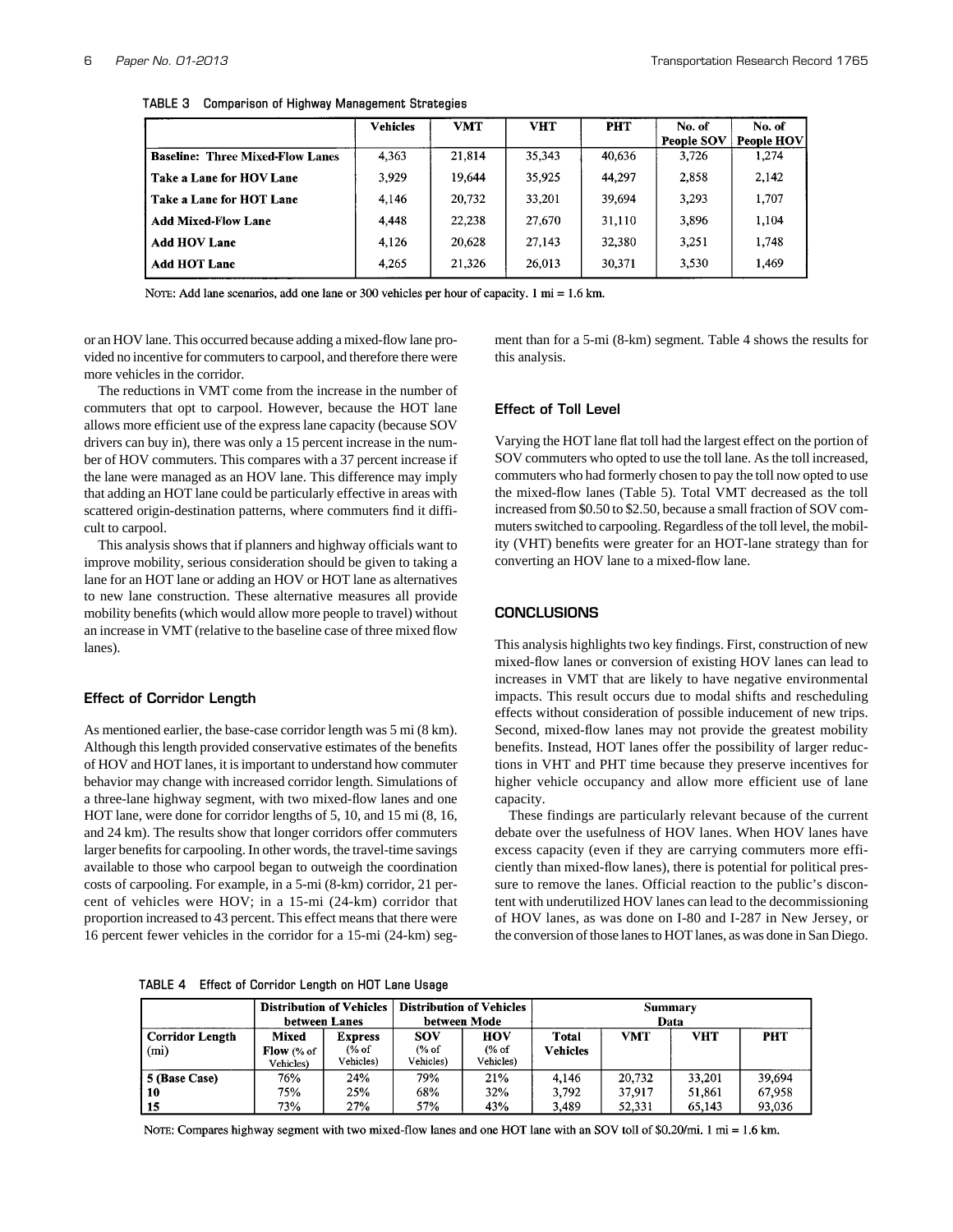TABLE 3 Comparison of Highway Management Strategies

| | Vehicles | VMT | VHT | PHT | No. of People SOV | No. of People HOV |
|---|---|---|---|---|---|---|
| **Baseline: Three Mixed-Flow Lanes** | 4,363 | 21,814 | 35,343 | 40,636 | 3,726 | 1,274 |
| **Take a Lane for HOV Lane** | 3,929 | 19,644 | 35,925 | 44,297 | 2,858 | 2,142 |
| **Take a Lane for HOT Lane** | 4,146 | 20,732 | 33,201 | 39,694 | 3,293 | 1,707 |
| **Add Mixed-Flow Lane** | 4,448 | 22,238 | 27,670 | 31,110 | 3,896 | 1,104 |
| **Add HOV Lane** | 4,126 | 20,628 | 27,143 | 32,380 | 3,251 | 1,748 |
| **Add HOT Lane** | 4,265 | 21,326 | 26,013 | 30,371 | 3,530 | 1,469 |

NOTE: Add lane scenarios, add one lane or 300 vehicles per hour of capacity. 1 mi = 1.6 km.

or an HOV lane. This occurred because adding a mixed-flow lane provided no incentive for commuters to carpool, and therefore there were more vehicles in the corridor.

The reductions in VMT come from the increase in the number of commuters that opt to carpool. However, because the HOT lane allows more efficient use of the express lane capacity (because SOV drivers can buy in), there was only a 15 percent increase in the number of HOV commuters. This compares with a 37 percent increase if the lane were managed as an HOV lane. This difference may imply that adding an HOT lane could be particularly effective in areas with scattered origin-destination patterns, where commuters find it difficult to carpool.

This analysis shows that if planners and highway officials want to improve mobility, serious consideration should be given to taking a lane for an HOT lane or adding an HOV or HOT lane as alternatives to new lane construction. These alternative measures all provide mobility benefits (which would allow more people to travel) without an increase in VMT (relative to the baseline case of three mixed flow lanes).

### Effect of Corridor Length

As mentioned earlier, the base-case corridor length was 5 mi (8 km). Although this length provided conservative estimates of the benefits of HOV and HOT lanes, it is important to understand how commuter behavior may change with increased corridor length. Simulations of a three-lane highway segment, with two mixed-flow lanes and one HOT lane, were done for corridor lengths of 5, 10, and 15 mi (8, 16, and 24 km). The results show that longer corridors offer commuters larger benefits for carpooling. In other words, the travel-time savings available to those who carpool began to outweigh the coordination costs of carpooling. For example, in a 5-mi (8-km) corridor, 21 percent of vehicles were HOV; in a 15-mi (24-km) corridor that proportion increased to 43 percent. This effect means that there were 16 percent fewer vehicles in the corridor for a 15-mi (24-km) segment than for a 5-mi (8-km) segment. Table 4 shows the results for this analysis.

### Effect of Toll Level

Varying the HOT lane flat toll had the largest effect on the portion of SOV commuters who opted to use the toll lane. As the toll increased, commuters who had formerly chosen to pay the toll now opted to use the mixed-flow lanes (Table 5). Total VMT decreased as the toll increased from \$0.50 to \$2.50, because a small fraction of SOV commuters switched to carpooling. Regardless of the toll level, the mobility (VHT) benefits were greater for an HOT-lane strategy than for converting an HOV lane to a mixed-flow lane.

## CONCLUSIONS

This analysis highlights two key findings. First, construction of new mixed-flow lanes or conversion of existing HOV lanes can lead to increases in VMT that are likely to have negative environmental impacts. This result occurs due to modal shifts and rescheduling effects without consideration of possible inducement of new trips. Second, mixed-flow lanes may not provide the greatest mobility benefits. Instead, HOT lanes offer the possibility of larger reductions in VHT and PHT time because they preserve incentives for higher vehicle occupancy and allow more efficient use of lane capacity.

These findings are particularly relevant because of the current debate over the usefulness of HOV lanes. When HOV lanes have excess capacity (even if they are carrying commuters more efficiently than mixed-flow lanes), there is potential for political pressure to remove the lanes. Official reaction to the public's discontent with underutilized HOV lanes can lead to the decommissioning of HOV lanes, as was done on I-80 and I-287 in New Jersey, or the conversion of those lanes to HOT lanes, as was done in San Diego.

TABLE 4 Effect of Corridor Length on HOT Lane Usage

| | Distribution of Vehicles between Lanes | | Distribution of Vehicles between Mode | | Summary Data | | | |
|---|---|---|---|---|---|---|---|---|
| **Corridor Length** (mi) | **Mixed Flow** (% of Vehicles) | **Express** (% of Vehicles) | **SOV** (% of Vehicles) | **HOV** (% of Vehicles) | **Total Vehicles** | **VMT** | **VHT** | **PHT** |
| **5 (Base Case)** | 76% | 24% | 79% | 21% | 4,146 | 20,732 | 33,201 | 39,694 |
| **10** | 75% | 25% | 68% | 32% | 3,792 | 37,917 | 51,861 | 67,958 |
| **15** | 73% | 27% | 57% | 43% | 3,489 | 52,331 | 65,143 | 93,036 |

NOTE: Compares highway segment with two mixed-flow lanes and one HOT lane with an SOV toll of \$0.20/mi. 1 mi = 1.6 km.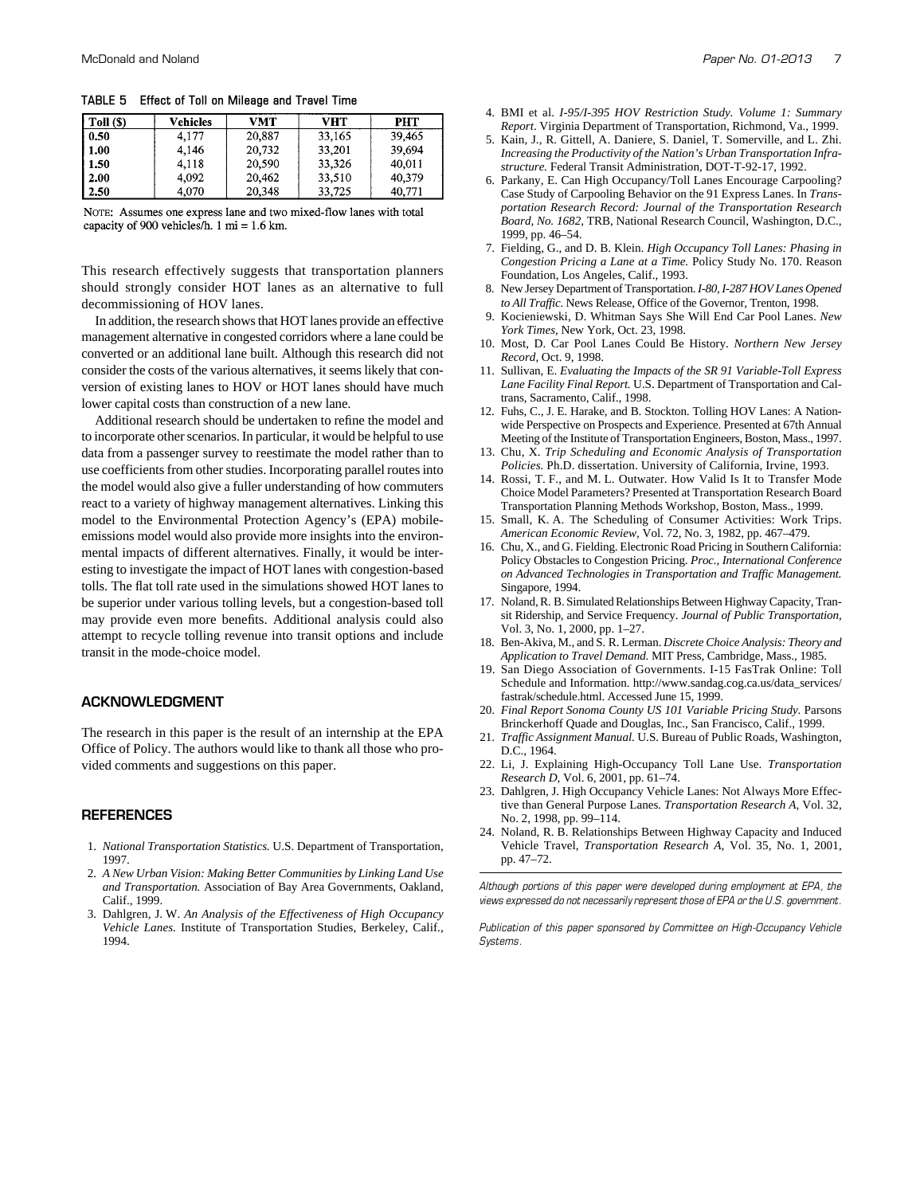**TABLE 5 Effect of Toll on Mileage and Travel Time**

| Toll ($) | Vehicles | VMT | VHT | PHT |
|---|---|---|---|---|
| 0.50 | 4,177 | 20,887 | 33,165 | 39,465 |
| 1.00 | 4,146 | 20,732 | 33,201 | 39,694 |
| 1.50 | 4,118 | 20,590 | 33,326 | 40,011 |
| 2.00 | 4,092 | 20,462 | 33,510 | 40,379 |
| 2.50 | 4,070 | 20,348 | 33,725 | 40,771 |

NOTE: Assumes one express lane and two mixed-flow lanes with total capacity of 900 vehicles/h. 1 mi = 1.6 km.

This research effectively suggests that transportation planners should strongly consider HOT lanes as an alternative to full decommissioning of HOV lanes.

In addition, the research shows that HOT lanes provide an effective management alternative in congested corridors where a lane could be converted or an additional lane built. Although this research did not consider the costs of the various alternatives, it seems likely that conversion of existing lanes to HOV or HOT lanes should have much lower capital costs than construction of a new lane.

Additional research should be undertaken to refine the model and to incorporate other scenarios. In particular, it would be helpful to use data from a passenger survey to reestimate the model rather than to use coefficients from other studies. Incorporating parallel routes into the model would also give a fuller understanding of how commuters react to a variety of highway management alternatives. Linking this model to the Environmental Protection Agency's (EPA) mobile-emissions model would also provide more insights into the environmental impacts of different alternatives. Finally, it would be interesting to investigate the impact of HOT lanes with congestion-based tolls. The flat toll rate used in the simulations showed HOT lanes to be superior under various tolling levels, but a congestion-based toll may provide even more benefits. Additional analysis could also attempt to recycle tolling revenue into transit options and include transit in the mode-choice model.

## ACKNOWLEDGMENT

The research in this paper is the result of an internship at the EPA Office of Policy. The authors would like to thank all those who provided comments and suggestions on this paper.

## REFERENCES

1. *National Transportation Statistics.* U.S. Department of Transportation, 1997.
2. *A New Urban Vision: Making Better Communities by Linking Land Use and Transportation.* Association of Bay Area Governments, Oakland, Calif., 1999.
3. Dahlgren, J. W. *An Analysis of the Effectiveness of High Occupancy Vehicle Lanes.* Institute of Transportation Studies, Berkeley, Calif., 1994.
4. BMI et al. *I-95/I-395 HOV Restriction Study. Volume 1: Summary Report*. Virginia Department of Transportation, Richmond, Va., 1999.
5. Kain, J., R. Gittell, A. Daniere, S. Daniel, T. Somerville, and L. Zhi. *Increasing the Productivity of the Nation's Urban Transportation Infrastructure.* Federal Transit Administration, DOT-T-92-17, 1992.
6. Parkany, E. Can High Occupancy/Toll Lanes Encourage Carpooling? Case Study of Carpooling Behavior on the 91 Express Lanes. In *Transportation Research Record: Journal of the Transportation Research Board, No. 1682,* TRB, National Research Council, Washington, D.C., 1999, pp. 46–54.
7. Fielding, G., and D. B. Klein. *High Occupancy Toll Lanes: Phasing in Congestion Pricing a Lane at a Time.* Policy Study No. 170. Reason Foundation, Los Angeles, Calif., 1993.
8. New Jersey Department of Transportation. *I-80, I-287 HOV Lanes Opened to All Traffic.* News Release, Office of the Governor, Trenton, 1998.
9. Kocieniewski, D. Whitman Says She Will End Car Pool Lanes. *New York Times*, New York, Oct. 23, 1998.
10. Most, D. Car Pool Lanes Could Be History. *Northern New Jersey Record*, Oct. 9, 1998.
11. Sullivan, E. *Evaluating the Impacts of the SR 91 Variable-Toll Express Lane Facility Final Report.* U.S. Department of Transportation and Caltrans, Sacramento, Calif., 1998.
12. Fuhs, C., J. E. Harake, and B. Stockton. Tolling HOV Lanes: A Nationwide Perspective on Prospects and Experience. Presented at 67th Annual Meeting of the Institute of Transportation Engineers, Boston, Mass., 1997.
13. Chu, X. *Trip Scheduling and Economic Analysis of Transportation Policies.* Ph.D. dissertation. University of California, Irvine, 1993.
14. Rossi, T. F., and M. L. Outwater. How Valid Is It to Transfer Mode Choice Model Parameters? Presented at Transportation Research Board Transportation Planning Methods Workshop, Boston, Mass., 1999.
15. Small, K. A. The Scheduling of Consumer Activities: Work Trips. *American Economic Review*, Vol. 72, No. 3, 1982, pp. 467–479.
16. Chu, X., and G. Fielding. Electronic Road Pricing in Southern California: Policy Obstacles to Congestion Pricing. *Proc., International Conference on Advanced Technologies in Transportation and Traffic Management.* Singapore, 1994.
17. Noland, R. B. Simulated Relationships Between Highway Capacity, Transit Ridership, and Service Frequency. *Journal of Public Transportation*, Vol. 3, No. 1, 2000, pp. 1–27.
18. Ben-Akiva, M., and S. R. Lerman. *Discrete Choice Analysis: Theory and Application to Travel Demand.* MIT Press, Cambridge, Mass., 1985.
19. San Diego Association of Governments. I-15 FasTrak Online: Toll Schedule and Information. http://www.sandag.cog.ca.us/data_services/fastrak/schedule.html. Accessed June 15, 1999.
20. *Final Report Sonoma County US 101 Variable Pricing Study.* Parsons Brinckerhoff Quade and Douglas, Inc., San Francisco, Calif., 1999.
21. *Traffic Assignment Manual.* U.S. Bureau of Public Roads, Washington, D.C., 1964.
22. Li, J. Explaining High-Occupancy Toll Lane Use. *Transportation Research D*, Vol. 6, 2001, pp. 61–74.
23. Dahlgren, J. High Occupancy Vehicle Lanes: Not Always More Effective than General Purpose Lanes. *Transportation Research A*, Vol. 32, No. 2, 1998, pp. 99–114.
24. Noland, R. B. Relationships Between Highway Capacity and Induced Vehicle Travel, *Transportation Research A*, Vol. 35, No. 1, 2001, pp. 47–72.

*Although portions of this paper were developed during employment at EPA, the views expressed do not necessarily represent those of EPA or the U.S. government.*

*Publication of this paper sponsored by Committee on High-Occupancy Vehicle Systems.*